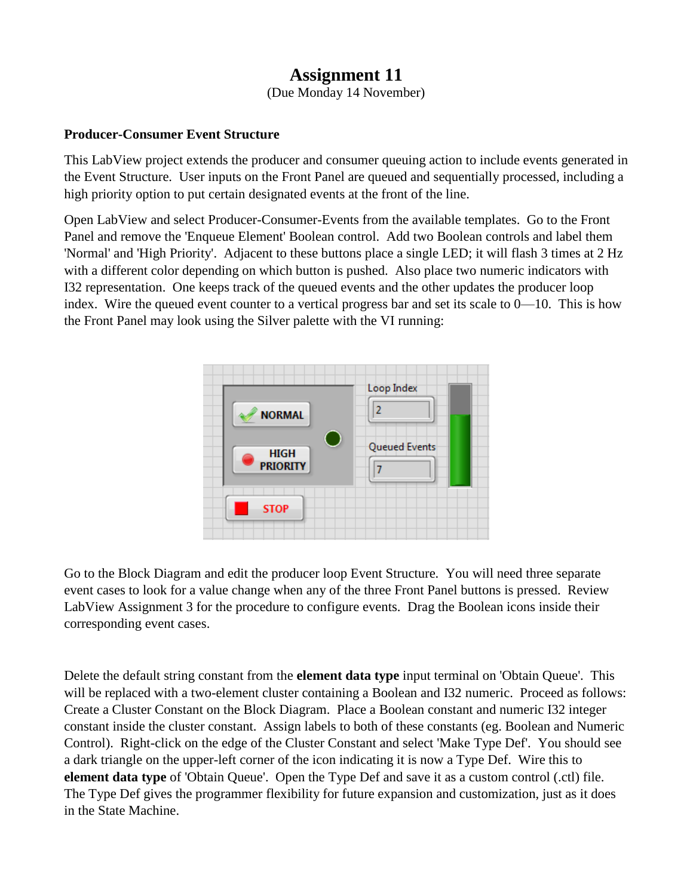# Assignment 11

(Due Monday 14 November)

**Producer-Consumer Event Structure**

This LabView project extends the producer and consumer queuing action to include events generated in the Event Structure. User inputs on the Front Panel are queued and sequentially processed, including a high priority option to put certain designated events at the front of the line.

Open LabView and select Producer-Consumer-Events from the available templates. Go to the Front Panel and remove the 'Enqueue Element' Boolean control. Add two Boolean controls and label them 'Normal' and 'High Priority'. Adjacent to these buttons place a single LED; it will flash 3 times at 2 Hz with a different color depending on which button is pushed. Also place two numeric indicators with I32 representation. One keeps track of the queued events and the other updates the producer loop index. Wire the queued event counter to a vertical progress bar and set its scale to 0—10. This is how the Front Panel may look using the Silver palette with the VI running:

Go to the Block Diagram and edit the producer loop Event Structure. You will need three separate event cases to look for a value change when any of the three Front Panel buttons is pressed. Review LabView Assignment 3 for the procedure to configure events. Drag the Boolean icons inside their corresponding event cases.

Delete the default string constant from the **element data type** input terminal on 'Obtain Queue'. This will be replaced with a two-element cluster containing a Boolean and I32 numeric. Proceed as follows: Create a Cluster Constant on the Block Diagram. Place a Boolean constant and numeric I32 integer constant inside the cluster constant. Assign labels to both of these constants (eg. Boolean and Numeric Control). Right-click on the edge of the Cluster Constant and select 'Make Type Def'. You should see a dark triangle on the upper-left corner of the icon indicating it is now a Type Def. Wire this to **element data type** of 'Obtain Queue'. Open the Type Def and save it as a custom control (.ctl) file. The Type Def gives the programmer flexibility for future expansion and customization, just as it does in the State Machine.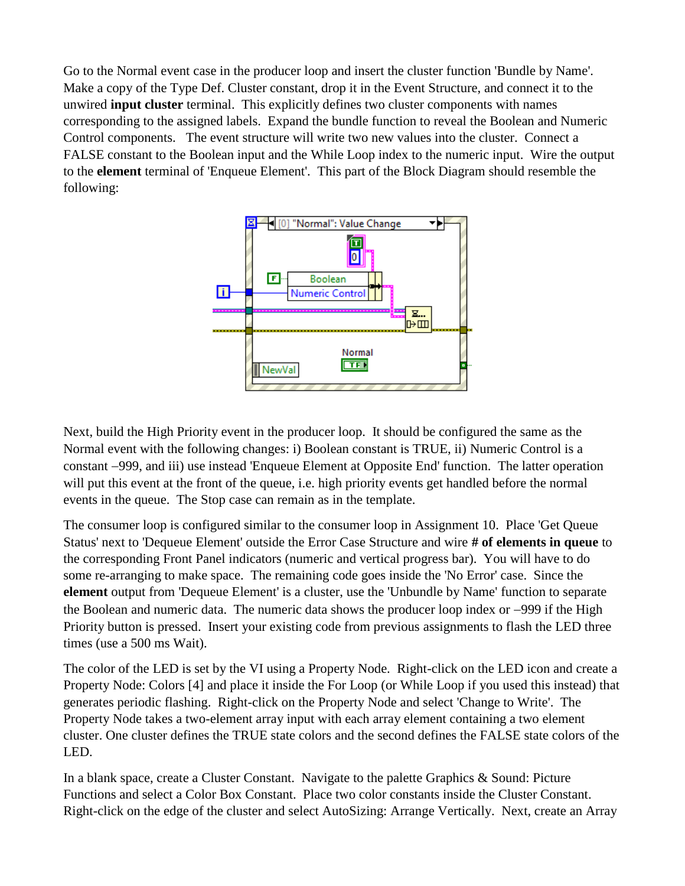Go to the Normal event case in the producer loop and insert the cluster function 'Bundle by Name'. Make a copy of the Type Def. Cluster constant, drop it in the Event Structure, and connect it to the unwired **input cluster** terminal. This explicitly defines two cluster components with names corresponding to the assigned labels. Expand the bundle function to reveal the Boolean and Numeric Control components. The event structure will write two new values into the cluster. Connect a FALSE constant to the Boolean input and the While Loop index to the numeric input. Wire the output to the **element** terminal of 'Enqueue Element'. This part of the Block Diagram should resemble the following:

Next, build the High Priority event in the producer loop. It should be configured the same as the Normal event with the following changes: i) Boolean constant is TRUE, ii) Numeric Control is a constant –999, and iii) use instead 'Enqueue Element at Opposite End' function. The latter operation will put this event at the front of the queue, i.e. high priority events get handled before the normal events in the queue. The Stop case can remain as in the template.

The consumer loop is configured similar to the consumer loop in Assignment 10. Place 'Get Queue Status' next to 'Dequeue Element' outside the Error Case Structure and wire **# of elements in queue** to the corresponding Front Panel indicators (numeric and vertical progress bar). You will have to do some re-arranging to make space. The remaining code goes inside the 'No Error' case. Since the **element** output from 'Dequeue Element' is a cluster, use the 'Unbundle by Name' function to separate the Boolean and numeric data. The numeric data shows the producer loop index or –999 if the High Priority button is pressed. Insert your existing code from previous assignments to flash the LED three times (use a 500 ms Wait).

The color of the LED is set by the VI using a Property Node. Right-click on the LED icon and create a Property Node: Colors [4] and place it inside the For Loop (or While Loop if you used this instead) that generates periodic flashing. Right-click on the Property Node and select 'Change to Write'. The Property Node takes a two-element array input with each array element containing a two element cluster. One cluster defines the TRUE state colors and the second defines the FALSE state colors of the LED.

In a blank space, create a Cluster Constant. Navigate to the palette Graphics & Sound: Picture Functions and select a Color Box Constant. Place two color constants inside the Cluster Constant. Right-click on the edge of the cluster and select AutoSizing: Arrange Vertically. Next, create an Array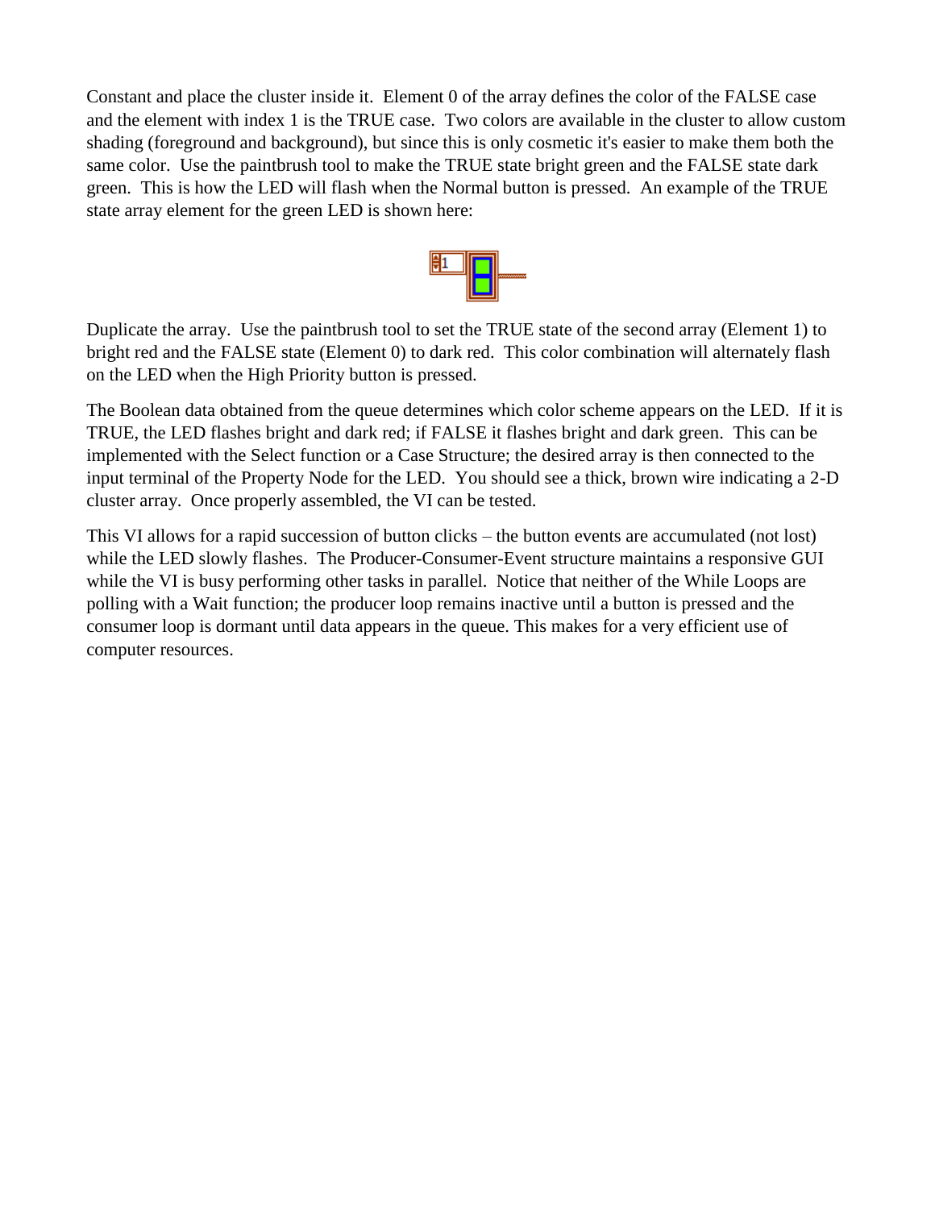Constant and place the cluster inside it. Element 0 of the array defines the color of the FALSE case and the element with index 1 is the TRUE case. Two colors are available in the cluster to allow custom shading (foreground and background), but since this is only cosmetic it's easier to make them both the same color. Use the paintbrush tool to make the TRUE state bright green and the FALSE state dark green. This is how the LED will flash when the Normal button is pressed. An example of the TRUE state array element for the green LED is shown here:

Duplicate the array. Use the paintbrush tool to set the TRUE state of the second array (Element 1) to bright red and the FALSE state (Element 0) to dark red. This color combination will alternately flash on the LED when the High Priority button is pressed.

The Boolean data obtained from the queue determines which color scheme appears on the LED. If it is TRUE, the LED flashes bright and dark red; if FALSE it flashes bright and dark green. This can be implemented with the Select function or a Case Structure; the desired array is then connected to the input terminal of the Property Node for the LED. You should see a thick, brown wire indicating a 2-D cluster array. Once properly assembled, the VI can be tested.

This VI allows for a rapid succession of button clicks – the button events are accumulated (not lost) while the LED slowly flashes. The Producer-Consumer-Event structure maintains a responsive GUI while the VI is busy performing other tasks in parallel. Notice that neither of the While Loops are polling with a Wait function; the producer loop remains inactive until a button is pressed and the consumer loop is dormant until data appears in the queue. This makes for a very efficient use of computer resources.